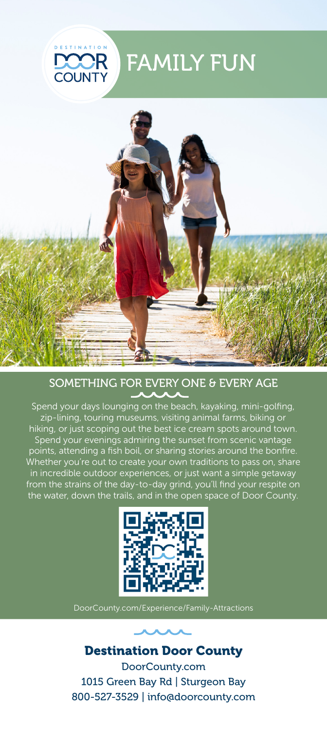DESTINATION DOOR COUNTY

# FAMILY FUN

## SOMETHING FOR EVERY ONE & EVERY AGE

Spend your days lounging on the beach, kayaking, mini-golfing, zip-lining, touring museums, visiting animal farms, biking or hiking, or just scoping out the best ice cream spots around town. Spend your evenings admiring the sunset from scenic vantage points, attending a fish boil, or sharing stories around the bonfire. Whether you're out to create your own traditions to pass on, share in incredible outdoor experiences, or just want a simple getaway from the strains of the day-to-day grind, you'll find your respite on the water, down the trails, and in the open space of Door County.

DoorCounty.com/Experience/Family-Attractions

## Destination Door County

DoorCounty.com
1015 Green Bay Rd | Sturgeon Bay
800-527-3529 | info@doorcounty.com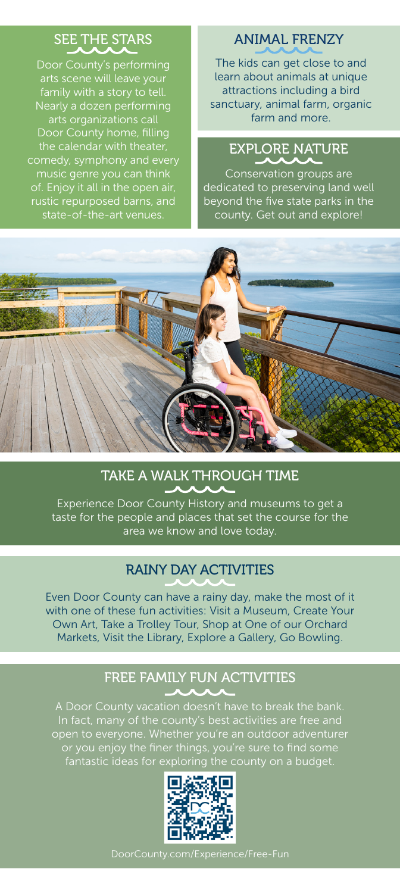## SEE THE STARS

Door County's performing arts scene will leave your family with a story to tell. Nearly a dozen performing arts organizations call Door County home, filling the calendar with theater, comedy, symphony and every music genre you can think of. Enjoy it all in the open air, rustic repurposed barns, and state-of-the-art venues.

## ANIMAL FRENZY

The kids can get close to and learn about animals at unique attractions including a bird sanctuary, animal farm, organic farm and more.

## EXPLORE NATURE

Conservation groups are dedicated to preserving land well beyond the five state parks in the county. Get out and explore!

## TAKE A WALK THROUGH TIME

Experience Door County History and museums to get a taste for the people and places that set the course for the area we know and love today.

## RAINY DAY ACTIVITIES

Even Door County can have a rainy day, make the most of it with one of these fun activities: Visit a Museum, Create Your Own Art, Take a Trolley Tour, Shop at One of our Orchard Markets, Visit the Library, Explore a Gallery, Go Bowling.

## FREE FAMILY FUN ACTIVITIES

A Door County vacation doesn't have to break the bank. In fact, many of the county's best activities are free and open to everyone. Whether you're an outdoor adventurer or you enjoy the finer things, you're sure to find some fantastic ideas for exploring the county on a budget.

DoorCounty.com/Experience/Free-Fun